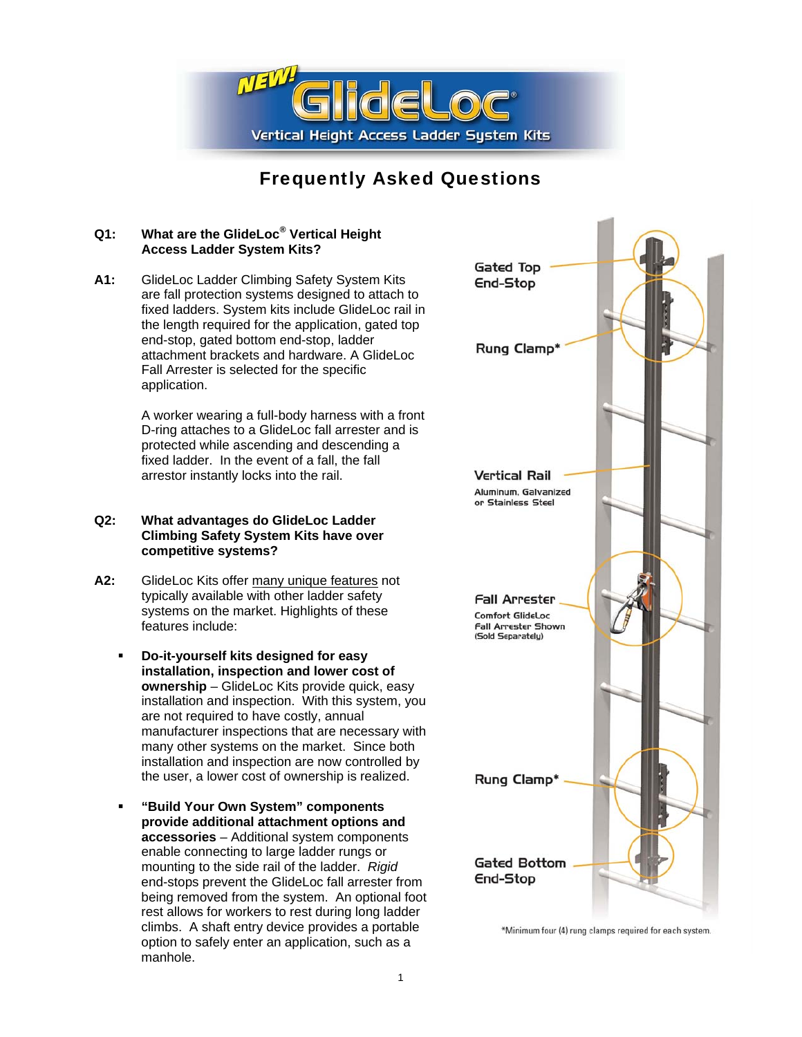# NEW! GlideLoc®

Vertical Height Access Ladder System Kits

## Frequently Asked Questions

**Q1: What are the GlideLoc® Vertical Height Access Ladder System Kits?**

**A1:** GlideLoc Ladder Climbing Safety System Kits are fall protection systems designed to attach to fixed ladders. System kits include GlideLoc rail in the length required for the application, gated top end-stop, gated bottom end-stop, ladder attachment brackets and hardware. A GlideLoc Fall Arrester is selected for the specific application.

A worker wearing a full-body harness with a front D-ring attaches to a GlideLoc fall arrester and is protected while ascending and descending a fixed ladder. In the event of a fall, the fall arrestor instantly locks into the rail.

**Q2: What advantages do GlideLoc Ladder Climbing Safety System Kits have over competitive systems?**

**A2:** GlideLoc Kits offer many unique features not typically available with other ladder safety systems on the market. Highlights of these features include:

- **Do-it-yourself kits designed for easy installation, inspection and lower cost of ownership** – GlideLoc Kits provide quick, easy installation and inspection. With this system, you are not required to have costly, annual manufacturer inspections that are necessary with many other systems on the market. Since both installation and inspection are now controlled by the user, a lower cost of ownership is realized.
- **"Build Your Own System" components provide additional attachment options and accessories** – Additional system components enable connecting to large ladder rungs or mounting to the side rail of the ladder. *Rigid* end-stops prevent the GlideLoc fall arrester from being removed from the system. An optional foot rest allows for workers to rest during long ladder climbs. A shaft entry device provides a portable option to safely enter an application, such as a manhole.

Gated Top End-Stop

Rung Clamp*

Vertical Rail
Aluminum, Galvanized or Stainless Steel

Fall Arrester
Comfort GlideLoc Fall Arrester Shown (Sold Separately)

Rung Clamp*

Gated Bottom End-Stop

*Minimum four (4) rung clamps required for each system.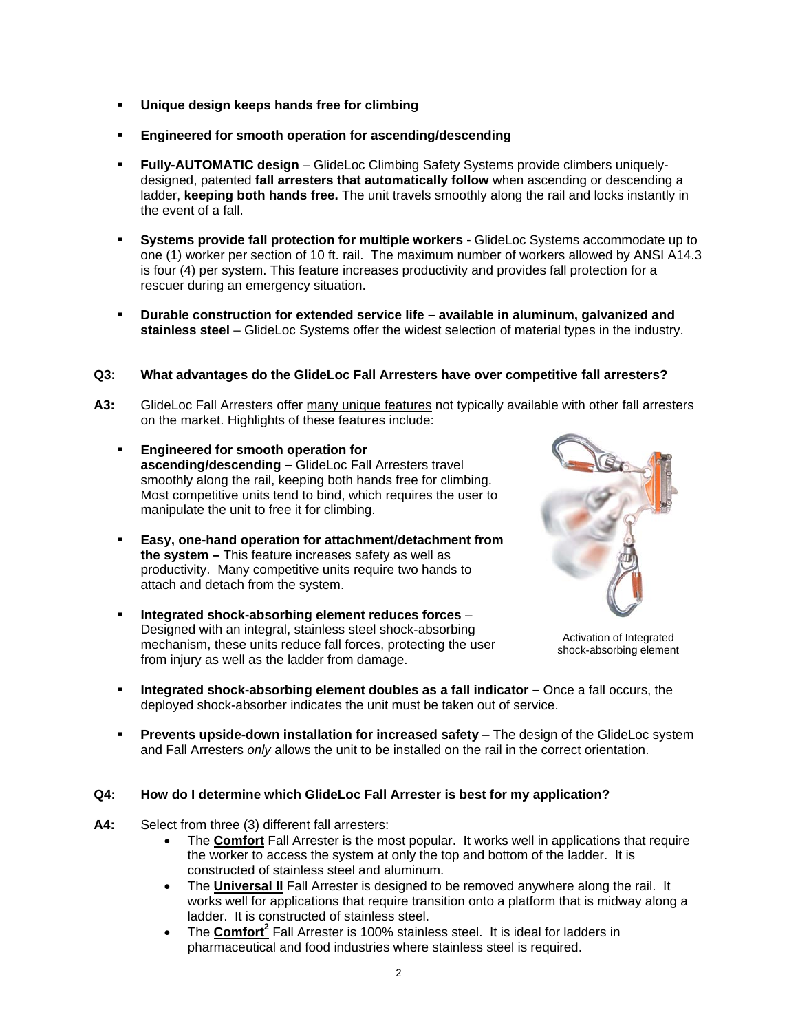- **Unique design keeps hands free for climbing**

- **Engineered for smooth operation for ascending/descending**

- **Fully-AUTOMATIC design** – GlideLoc Climbing Safety Systems provide climbers uniquely-designed, patented **fall arresters that automatically follow** when ascending or descending a ladder, **keeping both hands free.** The unit travels smoothly along the rail and locks instantly in the event of a fall.

- **Systems provide fall protection for multiple workers -** GlideLoc Systems accommodate up to one (1) worker per section of 10 ft. rail. The maximum number of workers allowed by ANSI A14.3 is four (4) per system. This feature increases productivity and provides fall protection for a rescuer during an emergency situation.

- **Durable construction for extended service life – available in aluminum, galvanized and stainless steel** – GlideLoc Systems offer the widest selection of material types in the industry.

**Q3: What advantages do the GlideLoc Fall Arresters have over competitive fall arresters?**

**A3:** GlideLoc Fall Arresters offer many unique features not typically available with other fall arresters on the market. Highlights of these features include:

- **Engineered for smooth operation for ascending/descending –** GlideLoc Fall Arresters travel smoothly along the rail, keeping both hands free for climbing. Most competitive units tend to bind, which requires the user to manipulate the unit to free it for climbing.

- **Easy, one-hand operation for attachment/detachment from the system –** This feature increases safety as well as productivity. Many competitive units require two hands to attach and detach from the system.

- **Integrated shock-absorbing element reduces forces** – Designed with an integral, stainless steel shock-absorbing mechanism, these units reduce fall forces, protecting the user from injury as well as the ladder from damage.

Activation of Integrated shock-absorbing element

- **Integrated shock-absorbing element doubles as a fall indicator –** Once a fall occurs, the deployed shock-absorber indicates the unit must be taken out of service.

- **Prevents upside-down installation for increased safety** – The design of the GlideLoc system and Fall Arresters *only* allows the unit to be installed on the rail in the correct orientation.

**Q4: How do I determine which GlideLoc Fall Arrester is best for my application?**

**A4:** Select from three (3) different fall arresters:

- The **Comfort** Fall Arrester is the most popular. It works well in applications that require the worker to access the system at only the top and bottom of the ladder. It is constructed of stainless steel and aluminum.
- The **Universal II** Fall Arrester is designed to be removed anywhere along the rail. It works well for applications that require transition onto a platform that is midway along a ladder. It is constructed of stainless steel.
- The **Comfort²** Fall Arrester is 100% stainless steel. It is ideal for ladders in pharmaceutical and food industries where stainless steel is required.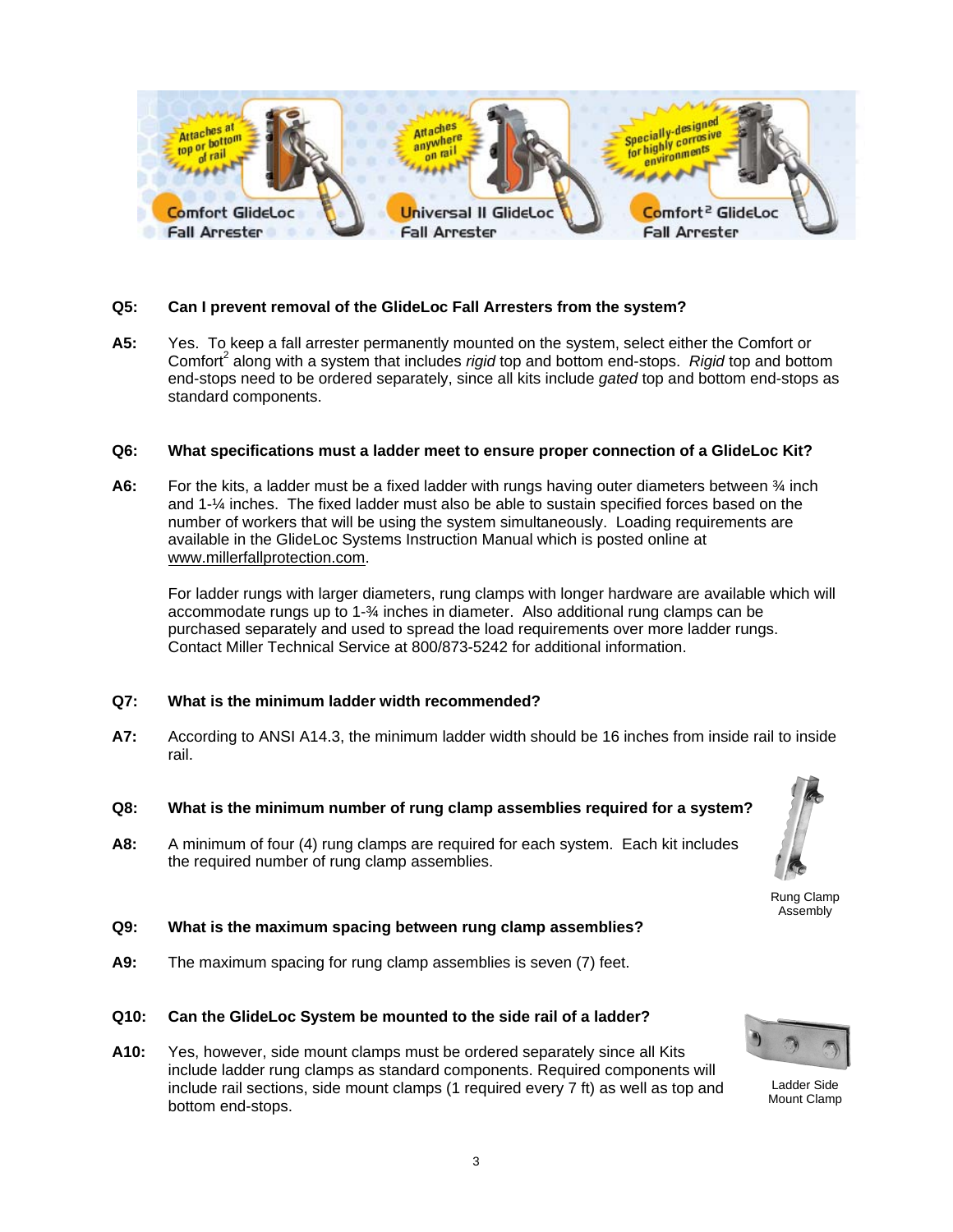Comfort GlideLoc Fall Arrester — Attaches at top or bottom of rail

Universal II GlideLoc Fall Arrester — Attaches anywhere on rail

Comfort² GlideLoc Fall Arrester — Specially-designed for highly corrosive environments

**Q5: Can I prevent removal of the GlideLoc Fall Arresters from the system?**

**A5:** Yes. To keep a fall arrester permanently mounted on the system, select either the Comfort or Comfort² along with a system that includes *rigid* top and bottom end-stops. *Rigid* top and bottom end-stops need to be ordered separately, since all kits include *gated* top and bottom end-stops as standard components.

**Q6: What specifications must a ladder meet to ensure proper connection of a GlideLoc Kit?**

**A6:** For the kits, a ladder must be a fixed ladder with rungs having outer diameters between ¾ inch and 1-¼ inches. The fixed ladder must also be able to sustain specified forces based on the number of workers that will be using the system simultaneously. Loading requirements are available in the GlideLoc Systems Instruction Manual which is posted online at www.millerfallprotection.com.

For ladder rungs with larger diameters, rung clamps with longer hardware are available which will accommodate rungs up to 1-¾ inches in diameter. Also additional rung clamps can be purchased separately and used to spread the load requirements over more ladder rungs. Contact Miller Technical Service at 800/873-5242 for additional information.

**Q7: What is the minimum ladder width recommended?**

**A7:** According to ANSI A14.3, the minimum ladder width should be 16 inches from inside rail to inside rail.

**Q8: What is the minimum number of rung clamp assemblies required for a system?**

**A8:** A minimum of four (4) rung clamps are required for each system. Each kit includes the required number of rung clamp assemblies.

Rung Clamp Assembly

**Q9: What is the maximum spacing between rung clamp assemblies?**

**A9:** The maximum spacing for rung clamp assemblies is seven (7) feet.

**Q10: Can the GlideLoc System be mounted to the side rail of a ladder?**

**A10:** Yes, however, side mount clamps must be ordered separately since all Kits include ladder rung clamps as standard components. Required components will include rail sections, side mount clamps (1 required every 7 ft) as well as top and bottom end-stops.

Ladder Side Mount Clamp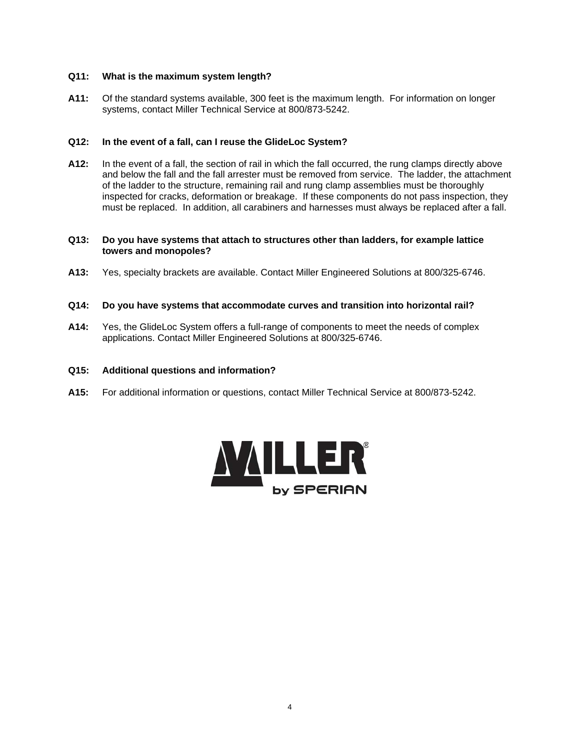**Q11: What is the maximum system length?**

**A11:** Of the standard systems available, 300 feet is the maximum length. For information on longer systems, contact Miller Technical Service at 800/873-5242.

**Q12: In the event of a fall, can I reuse the GlideLoc System?**

**A12:** In the event of a fall, the section of rail in which the fall occurred, the rung clamps directly above and below the fall and the fall arrester must be removed from service. The ladder, the attachment of the ladder to the structure, remaining rail and rung clamp assemblies must be thoroughly inspected for cracks, deformation or breakage. If these components do not pass inspection, they must be replaced. In addition, all carabiners and harnesses must always be replaced after a fall.

**Q13: Do you have systems that attach to structures other than ladders, for example lattice towers and monopoles?**

**A13:** Yes, specialty brackets are available. Contact Miller Engineered Solutions at 800/325-6746.

**Q14: Do you have systems that accommodate curves and transition into horizontal rail?**

**A14:** Yes, the GlideLoc System offers a full-range of components to meet the needs of complex applications. Contact Miller Engineered Solutions at 800/325-6746.

**Q15: Additional questions and information?**

**A15:** For additional information or questions, contact Miller Technical Service at 800/873-5242.

MILLER®
by SPERIAN